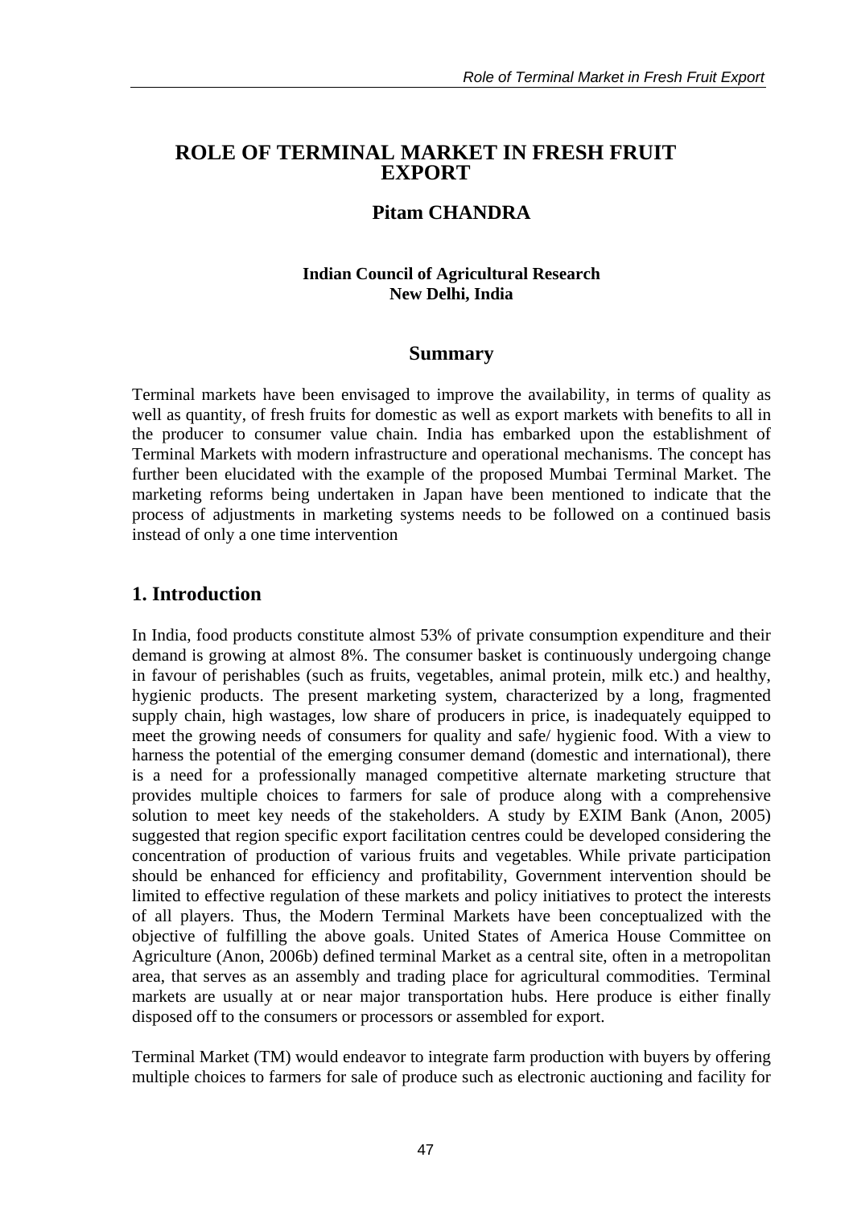# ROLE OF TERMINAL MARKET IN FRESH FRUIT EXPORT

## Pitam CHANDRA

**Indian Council of Agricultural Research**
**New Delhi, India**

## Summary

Terminal markets have been envisaged to improve the availability, in terms of quality as well as quantity, of fresh fruits for domestic as well as export markets with benefits to all in the producer to consumer value chain. India has embarked upon the establishment of Terminal Markets with modern infrastructure and operational mechanisms. The concept has further been elucidated with the example of the proposed Mumbai Terminal Market. The marketing reforms being undertaken in Japan have been mentioned to indicate that the process of adjustments in marketing systems needs to be followed on a continued basis instead of only a one time intervention

## 1. Introduction

In India, food products constitute almost 53% of private consumption expenditure and their demand is growing at almost 8%. The consumer basket is continuously undergoing change in favour of perishables (such as fruits, vegetables, animal protein, milk etc.) and healthy, hygienic products. The present marketing system, characterized by a long, fragmented supply chain, high wastages, low share of producers in price, is inadequately equipped to meet the growing needs of consumers for quality and safe/ hygienic food. With a view to harness the potential of the emerging consumer demand (domestic and international), there is a need for a professionally managed competitive alternate marketing structure that provides multiple choices to farmers for sale of produce along with a comprehensive solution to meet key needs of the stakeholders. A study by EXIM Bank (Anon, 2005) suggested that region specific export facilitation centres could be developed considering the concentration of production of various fruits and vegetables. While private participation should be enhanced for efficiency and profitability, Government intervention should be limited to effective regulation of these markets and policy initiatives to protect the interests of all players. Thus, the Modern Terminal Markets have been conceptualized with the objective of fulfilling the above goals. United States of America House Committee on Agriculture (Anon, 2006b) defined terminal Market as a central site, often in a metropolitan area, that serves as an assembly and trading place for agricultural commodities. Terminal markets are usually at or near major transportation hubs. Here produce is either finally disposed off to the consumers or processors or assembled for export.

Terminal Market (TM) would endeavor to integrate farm production with buyers by offering multiple choices to farmers for sale of produce such as electronic auctioning and facility for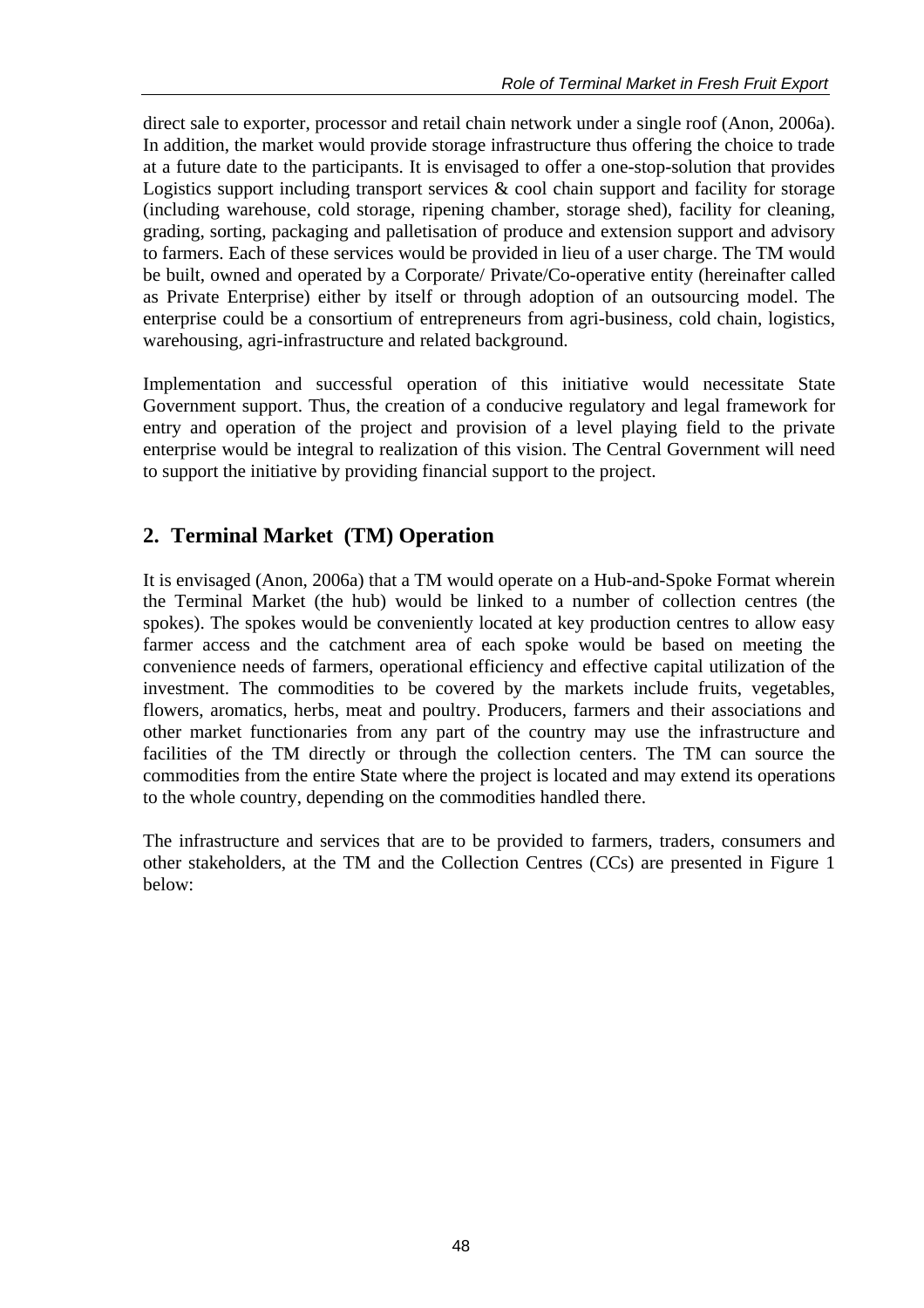direct sale to exporter, processor and retail chain network under a single roof (Anon, 2006a). In addition, the market would provide storage infrastructure thus offering the choice to trade at a future date to the participants. It is envisaged to offer a one-stop-solution that provides Logistics support including transport services & cool chain support and facility for storage (including warehouse, cold storage, ripening chamber, storage shed), facility for cleaning, grading, sorting, packaging and palletisation of produce and extension support and advisory to farmers. Each of these services would be provided in lieu of a user charge. The TM would be built, owned and operated by a Corporate/ Private/Co-operative entity (hereinafter called as Private Enterprise) either by itself or through adoption of an outsourcing model. The enterprise could be a consortium of entrepreneurs from agri-business, cold chain, logistics, warehousing, agri-infrastructure and related background.

Implementation and successful operation of this initiative would necessitate State Government support. Thus, the creation of a conducive regulatory and legal framework for entry and operation of the project and provision of a level playing field to the private enterprise would be integral to realization of this vision. The Central Government will need to support the initiative by providing financial support to the project.

## 2. Terminal Market (TM) Operation

It is envisaged (Anon, 2006a) that a TM would operate on a Hub-and-Spoke Format wherein the Terminal Market (the hub) would be linked to a number of collection centres (the spokes). The spokes would be conveniently located at key production centres to allow easy farmer access and the catchment area of each spoke would be based on meeting the convenience needs of farmers, operational efficiency and effective capital utilization of the investment. The commodities to be covered by the markets include fruits, vegetables, flowers, aromatics, herbs, meat and poultry. Producers, farmers and their associations and other market functionaries from any part of the country may use the infrastructure and facilities of the TM directly or through the collection centers. The TM can source the commodities from the entire State where the project is located and may extend its operations to the whole country, depending on the commodities handled there.

The infrastructure and services that are to be provided to farmers, traders, consumers and other stakeholders, at the TM and the Collection Centres (CCs) are presented in Figure 1 below: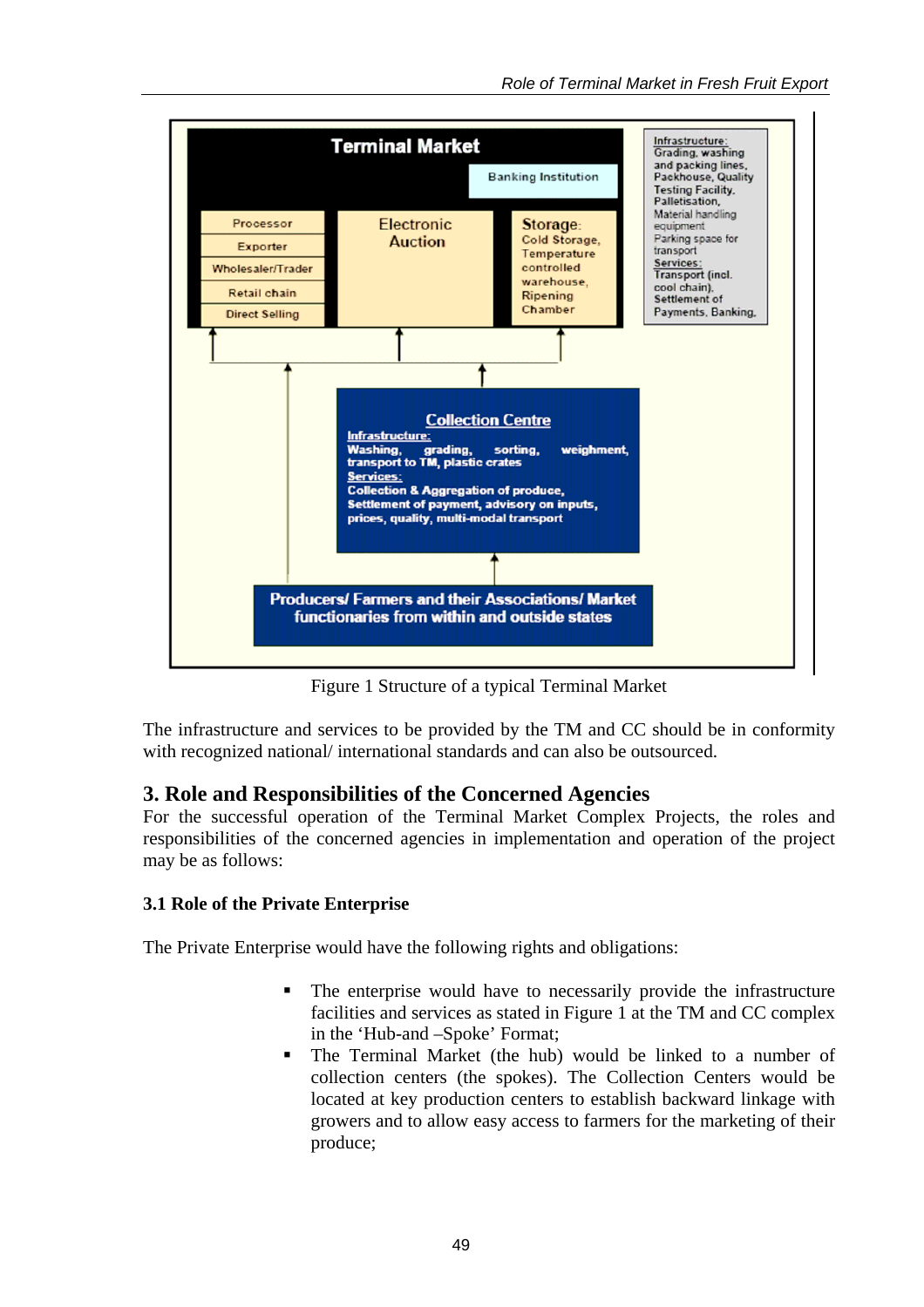**Terminal Market**

- Banking Institution
- Processor
- Exporter
- Wholesaler/Trader
- Retail chain
- Direct Selling
- Electronic Auction
- Storage: Cold Storage, Temperature controlled warehouse, Ripening Chamber

Infrastructure: Grading, washing and packing lines, Packhouse, Quality Testing Facility, Palletisation, Material handling equipment, Parking space for transport
Services: Transport (incl. cool chain), Settlement of Payments, Banking.

**Collection Centre**
Infrastructure: Washing, grading, sorting, weighment, transport to TM, plastic crates
Services: Collection & Aggregation of produce, Settlement of payment, advisory on inputs, prices, quality, multi-modal transport

**Producers/ Farmers and their Associations/ Market functionaries from within and outside states**

Figure 1 Structure of a typical Terminal Market

The infrastructure and services to be provided by the TM and CC should be in conformity with recognized national/ international standards and can also be outsourced.

## 3. Role and Responsibilities of the Concerned Agencies

For the successful operation of the Terminal Market Complex Projects, the roles and responsibilities of the concerned agencies in implementation and operation of the project may be as follows:

### 3.1 Role of the Private Enterprise

The Private Enterprise would have the following rights and obligations:

- The enterprise would have to necessarily provide the infrastructure facilities and services as stated in Figure 1 at the TM and CC complex in the 'Hub-and –Spoke' Format;
- The Terminal Market (the hub) would be linked to a number of collection centers (the spokes). The Collection Centers would be located at key production centers to establish backward linkage with growers and to allow easy access to farmers for the marketing of their produce;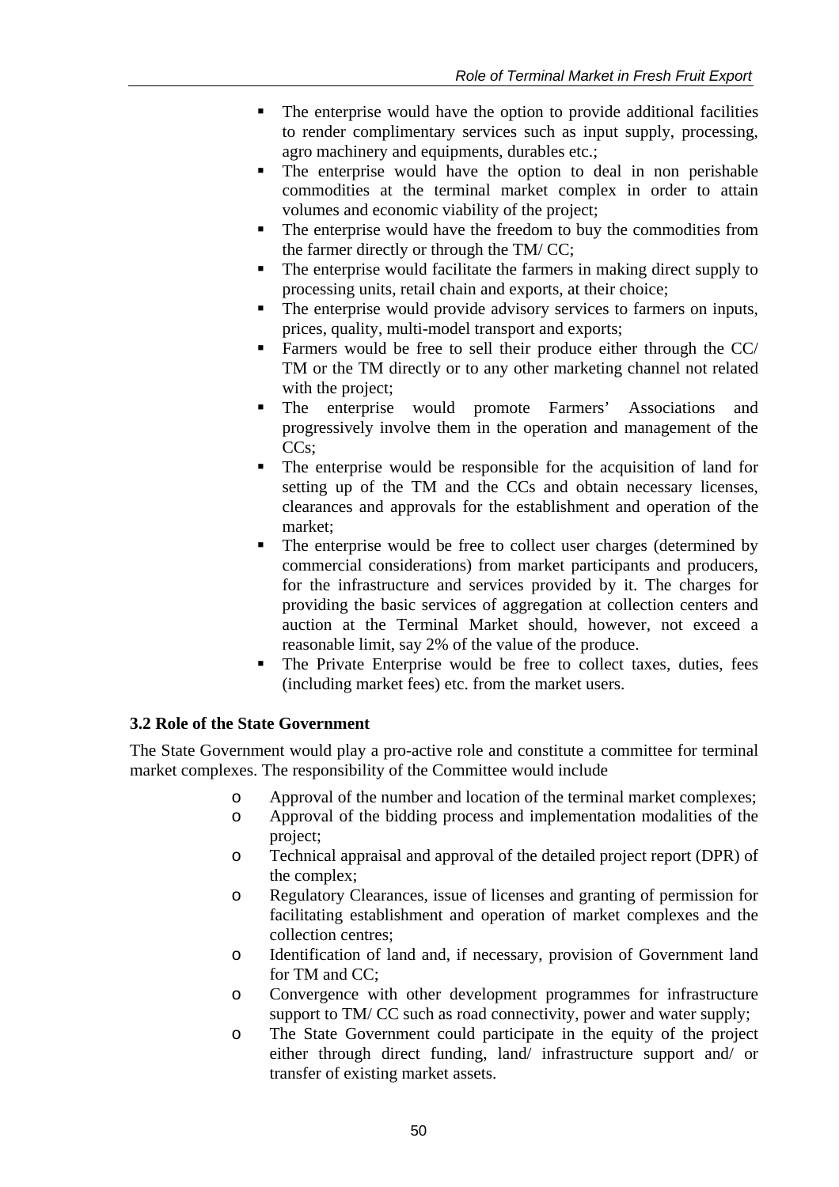- The enterprise would have the option to provide additional facilities to render complimentary services such as input supply, processing, agro machinery and equipments, durables etc.;
- The enterprise would have the option to deal in non perishable commodities at the terminal market complex in order to attain volumes and economic viability of the project;
- The enterprise would have the freedom to buy the commodities from the farmer directly or through the TM/ CC;
- The enterprise would facilitate the farmers in making direct supply to processing units, retail chain and exports, at their choice;
- The enterprise would provide advisory services to farmers on inputs, prices, quality, multi-model transport and exports;
- Farmers would be free to sell their produce either through the CC/ TM or the TM directly or to any other marketing channel not related with the project;
- The enterprise would promote Farmers' Associations and progressively involve them in the operation and management of the CCs;
- The enterprise would be responsible for the acquisition of land for setting up of the TM and the CCs and obtain necessary licenses, clearances and approvals for the establishment and operation of the market;
- The enterprise would be free to collect user charges (determined by commercial considerations) from market participants and producers, for the infrastructure and services provided by it. The charges for providing the basic services of aggregation at collection centers and auction at the Terminal Market should, however, not exceed a reasonable limit, say 2% of the value of the produce.
- The Private Enterprise would be free to collect taxes, duties, fees (including market fees) etc. from the market users.

**3.2 Role of the State Government**

The State Government would play a pro-active role and constitute a committee for terminal market complexes. The responsibility of the Committee would include

- Approval of the number and location of the terminal market complexes;
- Approval of the bidding process and implementation modalities of the project;
- Technical appraisal and approval of the detailed project report (DPR) of the complex;
- Regulatory Clearances, issue of licenses and granting of permission for facilitating establishment and operation of market complexes and the collection centres;
- Identification of land and, if necessary, provision of Government land for TM and CC;
- Convergence with other development programmes for infrastructure support to TM/ CC such as road connectivity, power and water supply;
- The State Government could participate in the equity of the project either through direct funding, land/ infrastructure support and/ or transfer of existing market assets.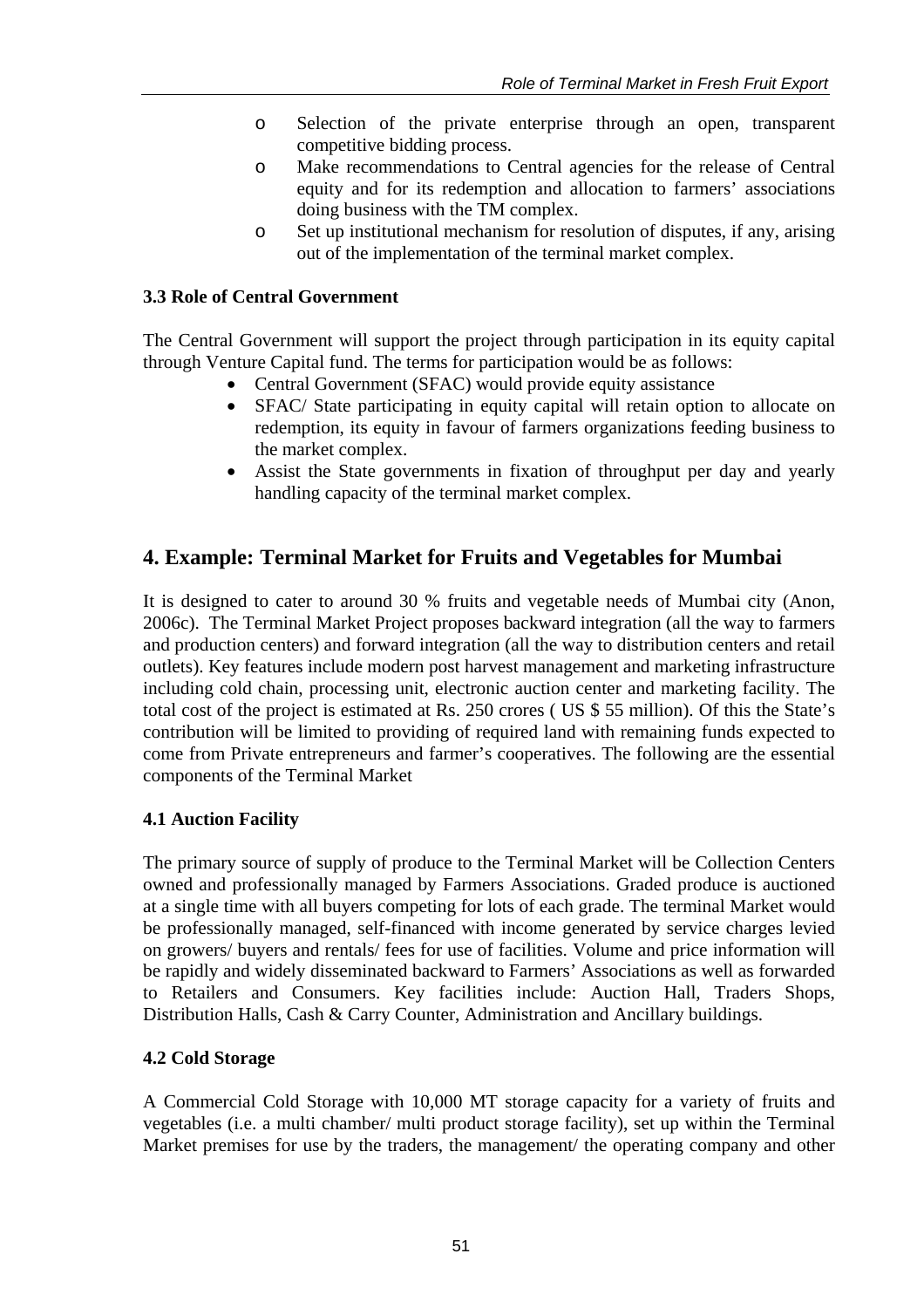- Selection of the private enterprise through an open, transparent competitive bidding process.
- Make recommendations to Central agencies for the release of Central equity and for its redemption and allocation to farmers' associations doing business with the TM complex.
- Set up institutional mechanism for resolution of disputes, if any, arising out of the implementation of the terminal market complex.

### 3.3 Role of Central Government

The Central Government will support the project through participation in its equity capital through Venture Capital fund. The terms for participation would be as follows:

- Central Government (SFAC) would provide equity assistance
- SFAC/ State participating in equity capital will retain option to allocate on redemption, its equity in favour of farmers organizations feeding business to the market complex.
- Assist the State governments in fixation of throughput per day and yearly handling capacity of the terminal market complex.

## 4. Example: Terminal Market for Fruits and Vegetables for Mumbai

It is designed to cater to around 30 % fruits and vegetable needs of Mumbai city (Anon, 2006c). The Terminal Market Project proposes backward integration (all the way to farmers and production centers) and forward integration (all the way to distribution centers and retail outlets). Key features include modern post harvest management and marketing infrastructure including cold chain, processing unit, electronic auction center and marketing facility. The total cost of the project is estimated at Rs. 250 crores ( US $ 55 million). Of this the State's contribution will be limited to providing of required land with remaining funds expected to come from Private entrepreneurs and farmer's cooperatives. The following are the essential components of the Terminal Market

### 4.1 Auction Facility

The primary source of supply of produce to the Terminal Market will be Collection Centers owned and professionally managed by Farmers Associations. Graded produce is auctioned at a single time with all buyers competing for lots of each grade. The terminal Market would be professionally managed, self-financed with income generated by service charges levied on growers/ buyers and rentals/ fees for use of facilities. Volume and price information will be rapidly and widely disseminated backward to Farmers' Associations as well as forwarded to Retailers and Consumers. Key facilities include: Auction Hall, Traders Shops, Distribution Halls, Cash & Carry Counter, Administration and Ancillary buildings.

### 4.2 Cold Storage

A Commercial Cold Storage with 10,000 MT storage capacity for a variety of fruits and vegetables (i.e. a multi chamber/ multi product storage facility), set up within the Terminal Market premises for use by the traders, the management/ the operating company and other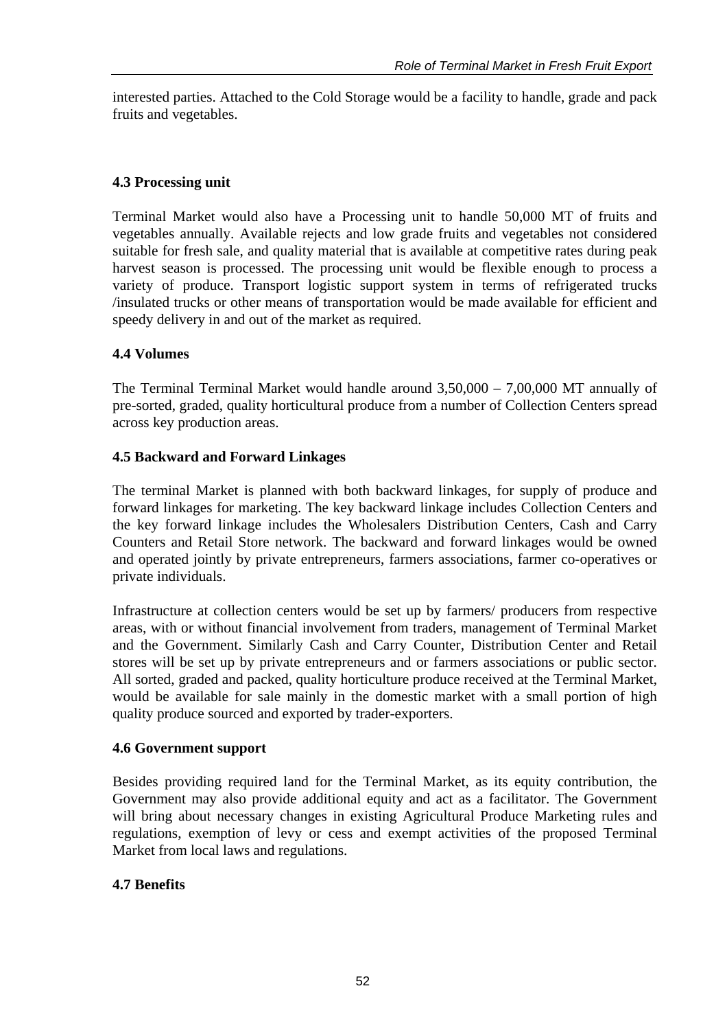interested parties. Attached to the Cold Storage would be a facility to handle, grade and pack fruits and vegetables.

### 4.3 Processing unit

Terminal Market would also have a Processing unit to handle 50,000 MT of fruits and vegetables annually. Available rejects and low grade fruits and vegetables not considered suitable for fresh sale, and quality material that is available at competitive rates during peak harvest season is processed. The processing unit would be flexible enough to process a variety of produce. Transport logistic support system in terms of refrigerated trucks /insulated trucks or other means of transportation would be made available for efficient and speedy delivery in and out of the market as required.

### 4.4 Volumes

The Terminal Terminal Market would handle around 3,50,000 – 7,00,000 MT annually of pre-sorted, graded, quality horticultural produce from a number of Collection Centers spread across key production areas.

### 4.5 Backward and Forward Linkages

The terminal Market is planned with both backward linkages, for supply of produce and forward linkages for marketing. The key backward linkage includes Collection Centers and the key forward linkage includes the Wholesalers Distribution Centers, Cash and Carry Counters and Retail Store network. The backward and forward linkages would be owned and operated jointly by private entrepreneurs, farmers associations, farmer co-operatives or private individuals.

Infrastructure at collection centers would be set up by farmers/ producers from respective areas, with or without financial involvement from traders, management of Terminal Market and the Government. Similarly Cash and Carry Counter, Distribution Center and Retail stores will be set up by private entrepreneurs and or farmers associations or public sector. All sorted, graded and packed, quality horticulture produce received at the Terminal Market, would be available for sale mainly in the domestic market with a small portion of high quality produce sourced and exported by trader-exporters.

### 4.6 Government support

Besides providing required land for the Terminal Market, as its equity contribution, the Government may also provide additional equity and act as a facilitator. The Government will bring about necessary changes in existing Agricultural Produce Marketing rules and regulations, exemption of levy or cess and exempt activities of the proposed Terminal Market from local laws and regulations.

### 4.7 Benefits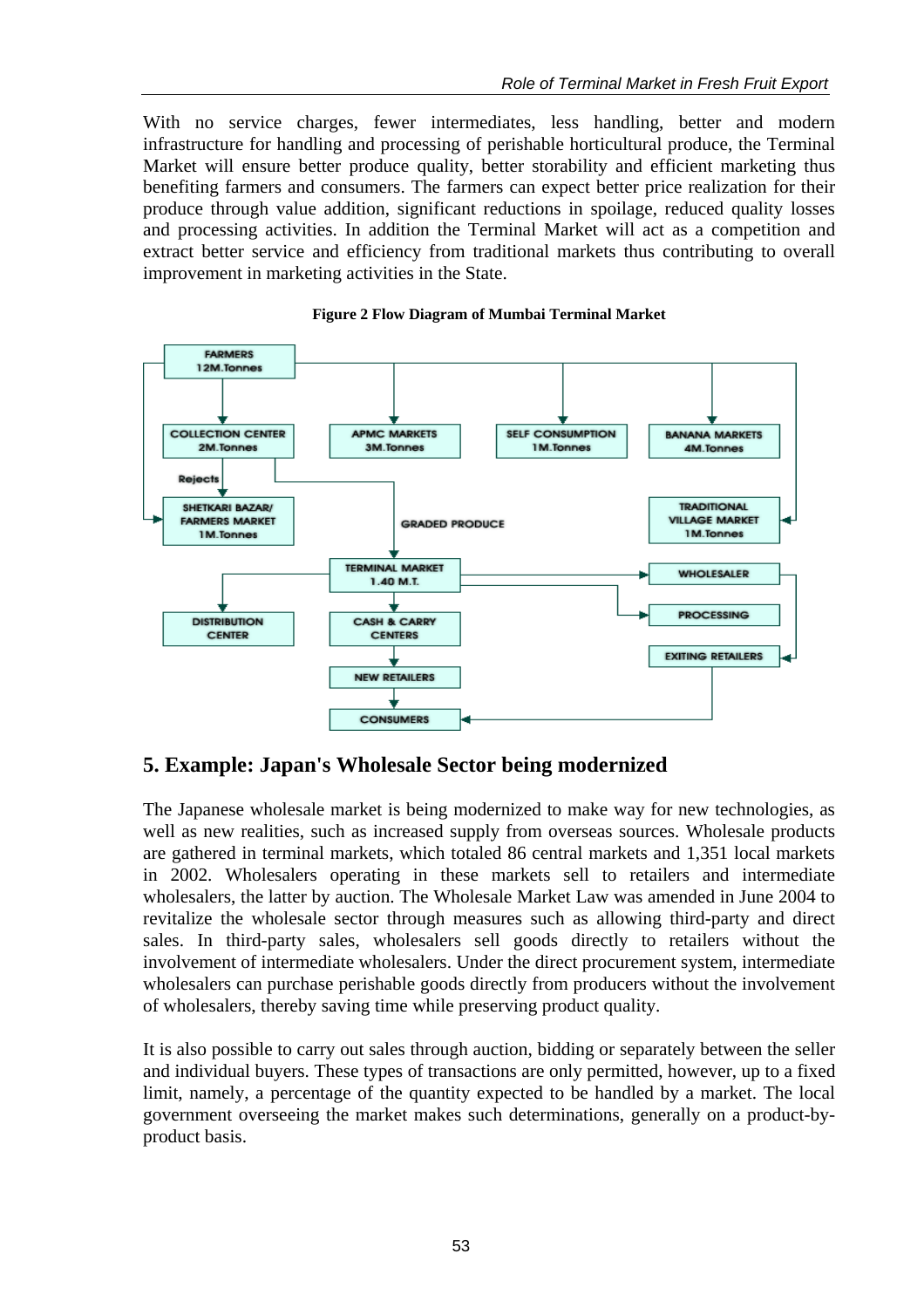With no service charges, fewer intermediates, less handling, better and modern infrastructure for handling and processing of perishable horticultural produce, the Terminal Market will ensure better produce quality, better storability and efficient marketing thus benefiting farmers and consumers. The farmers can expect better price realization for their produce through value addition, significant reductions in spoilage, reduced quality losses and processing activities. In addition the Terminal Market will act as a competition and extract better service and efficiency from traditional markets thus contributing to overall improvement in marketing activities in the State.

**Figure 2 Flow Diagram of Mumbai Terminal Market**

- FARMERS 12M.Tonnes
  - COLLECTION CENTER 2M.Tonnes
    - Rejects → SHETKARI BAZAR/ FARMERS MARKET 1M.Tonnes
    - GRADED PRODUCE → TERMINAL MARKET 1.40 M.T.
  - APMC MARKETS 3M.Tonnes
  - SELF CONSUMPTION 1M.Tonnes
  - BANANA MARKETS 4M.Tonnes
  - TRADITIONAL VILLAGE MARKET 1M.Tonnes
  - SHETKARI BAZAR/ FARMERS MARKET 1M.Tonnes
- TERMINAL MARKET 1.40 M.T.
  - DISTRIBUTION CENTER
  - CASH & CARRY CENTERS → NEW RETAILERS → CONSUMERS
  - WHOLESALER → EXITING RETAILERS → CONSUMERS
  - PROCESSING

## 5. Example: Japan's Wholesale Sector being modernized

The Japanese wholesale market is being modernized to make way for new technologies, as well as new realities, such as increased supply from overseas sources. Wholesale products are gathered in terminal markets, which totaled 86 central markets and 1,351 local markets in 2002. Wholesalers operating in these markets sell to retailers and intermediate wholesalers, the latter by auction. The Wholesale Market Law was amended in June 2004 to revitalize the wholesale sector through measures such as allowing third-party and direct sales. In third-party sales, wholesalers sell goods directly to retailers without the involvement of intermediate wholesalers. Under the direct procurement system, intermediate wholesalers can purchase perishable goods directly from producers without the involvement of wholesalers, thereby saving time while preserving product quality.

It is also possible to carry out sales through auction, bidding or separately between the seller and individual buyers. These types of transactions are only permitted, however, up to a fixed limit, namely, a percentage of the quantity expected to be handled by a market. The local government overseeing the market makes such determinations, generally on a product-by-product basis.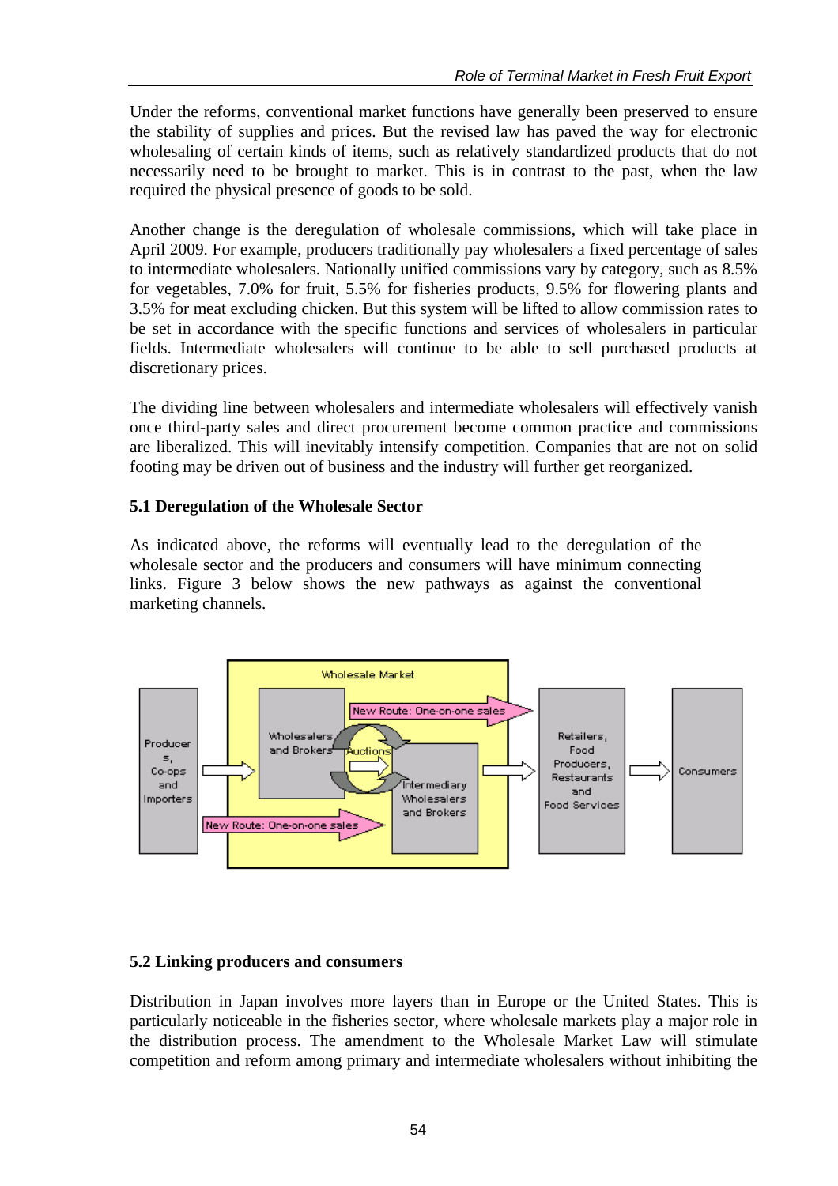Under the reforms, conventional market functions have generally been preserved to ensure the stability of supplies and prices. But the revised law has paved the way for electronic wholesaling of certain kinds of items, such as relatively standardized products that do not necessarily need to be brought to market. This is in contrast to the past, when the law required the physical presence of goods to be sold.

Another change is the deregulation of wholesale commissions, which will take place in April 2009. For example, producers traditionally pay wholesalers a fixed percentage of sales to intermediate wholesalers. Nationally unified commissions vary by category, such as 8.5% for vegetables, 7.0% for fruit, 5.5% for fisheries products, 9.5% for flowering plants and 3.5% for meat excluding chicken. But this system will be lifted to allow commission rates to be set in accordance with the specific functions and services of wholesalers in particular fields. Intermediate wholesalers will continue to be able to sell purchased products at discretionary prices.

The dividing line between wholesalers and intermediate wholesalers will effectively vanish once third-party sales and direct procurement become common practice and commissions are liberalized. This will inevitably intensify competition. Companies that are not on solid footing may be driven out of business and the industry will further get reorganized.

### 5.1 Deregulation of the Wholesale Sector

As indicated above, the reforms will eventually lead to the deregulation of the wholesale sector and the producers and consumers will have minimum connecting links. Figure 3 below shows the new pathways as against the conventional marketing channels.

Producers, Co-ops and Importers → Wholesale Market (Wholesalers and Brokers ⇄ Auctions ⇄ Intermediary Wholesalers and Brokers; New Route: One-on-one sales; New Route: One-on-one sales) → Retailers, Food Producers, Restaurants and Food Services → Consumers

### 5.2 Linking producers and consumers

Distribution in Japan involves more layers than in Europe or the United States. This is particularly noticeable in the fisheries sector, where wholesale markets play a major role in the distribution process. The amendment to the Wholesale Market Law will stimulate competition and reform among primary and intermediate wholesalers without inhibiting the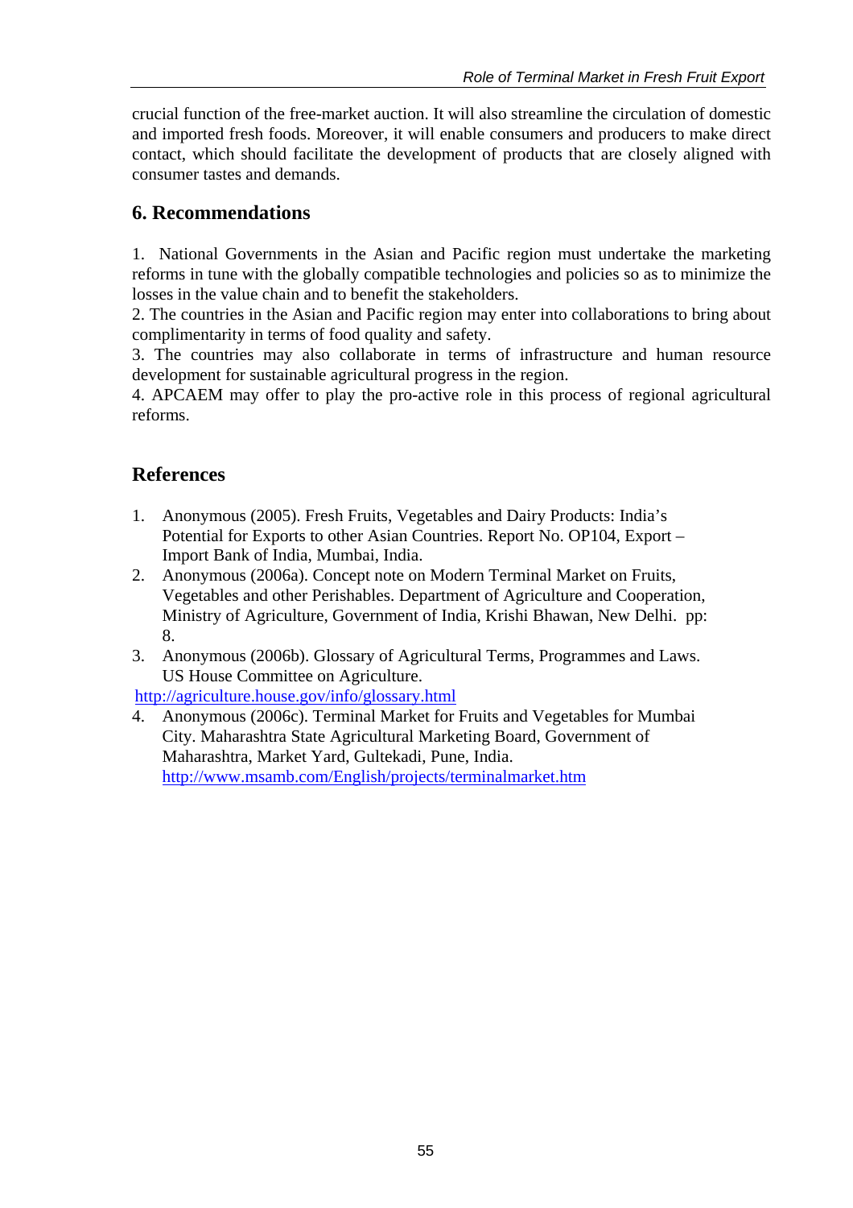crucial function of the free-market auction. It will also streamline the circulation of domestic and imported fresh foods. Moreover, it will enable consumers and producers to make direct contact, which should facilitate the development of products that are closely aligned with consumer tastes and demands.

## 6. Recommendations

1. National Governments in the Asian and Pacific region must undertake the marketing reforms in tune with the globally compatible technologies and policies so as to minimize the losses in the value chain and to benefit the stakeholders.
2. The countries in the Asian and Pacific region may enter into collaborations to bring about complimentarity in terms of food quality and safety.
3. The countries may also collaborate in terms of infrastructure and human resource development for sustainable agricultural progress in the region.
4. APCAEM may offer to play the pro-active role in this process of regional agricultural reforms.

## References

1. Anonymous (2005). Fresh Fruits, Vegetables and Dairy Products: India's Potential for Exports to other Asian Countries. Report No. OP104, Export – Import Bank of India, Mumbai, India.
2. Anonymous (2006a). Concept note on Modern Terminal Market on Fruits, Vegetables and other Perishables. Department of Agriculture and Cooperation, Ministry of Agriculture, Government of India, Krishi Bhawan, New Delhi. pp: 8.
3. Anonymous (2006b). Glossary of Agricultural Terms, Programmes and Laws. US House Committee on Agriculture.
   http://agriculture.house.gov/info/glossary.html
4. Anonymous (2006c). Terminal Market for Fruits and Vegetables for Mumbai City. Maharashtra State Agricultural Marketing Board, Government of Maharashtra, Market Yard, Gultekadi, Pune, India.
   http://www.msamb.com/English/projects/terminalmarket.htm